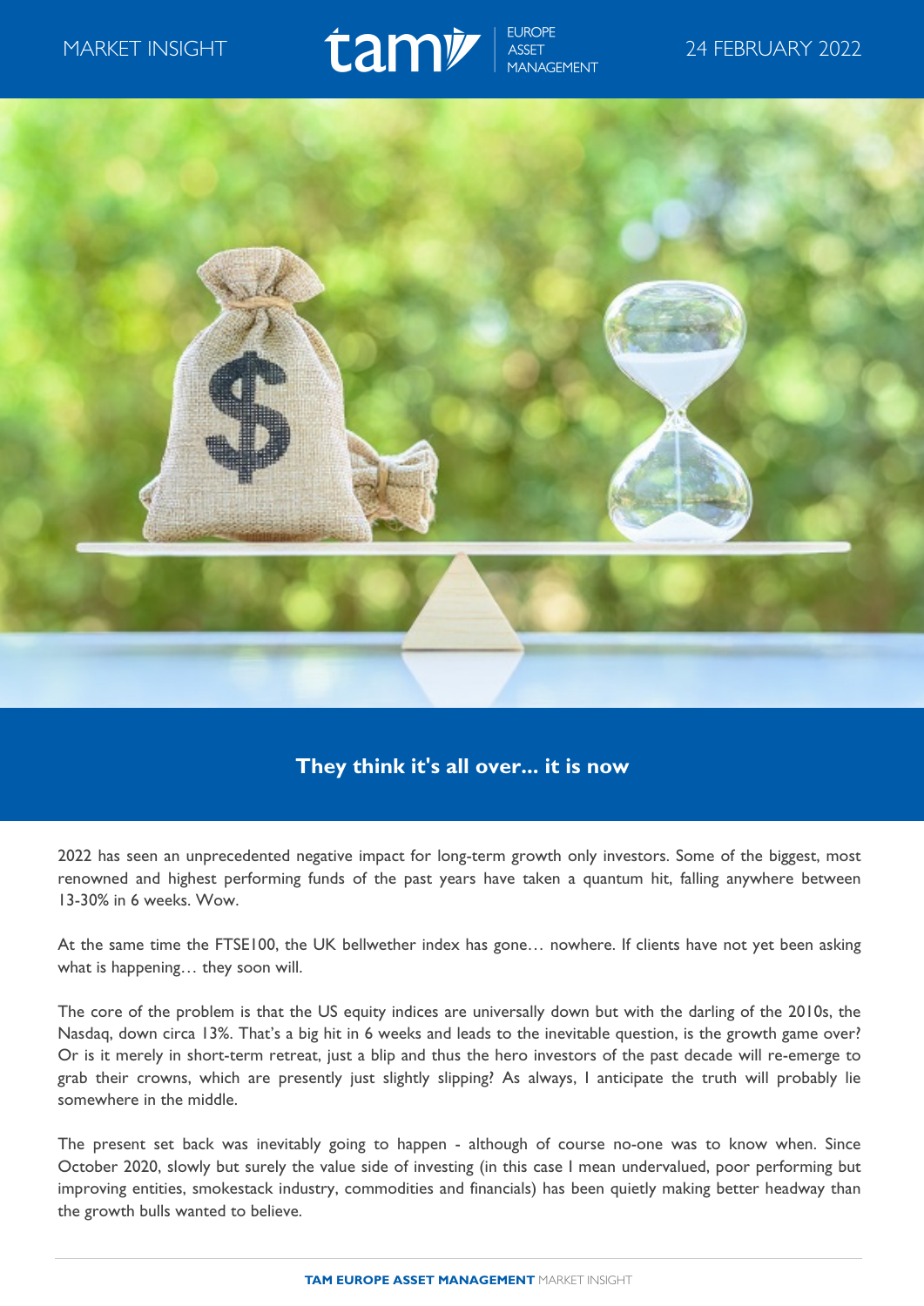MARKET INSIGHT

24 FEBRUARY 2022

# They think it's all over... it is now

2022 has seen an unprecedented negative impact for long-term growth only investors. Some of the biggest, most renowned and highest performing funds of the past years have taken a quantum hit, falling anywhere between 13-30% in 6 weeks. Wow.

At the same time the FTSE100, the UK bellwether index has gone… nowhere. If clients have not yet been asking what is happening… they soon will.

The core of the problem is that the US equity indices are universally down but with the darling of the 2010s, the Nasdaq, down circa 13%. That's a big hit in 6 weeks and leads to the inevitable question, is the growth game over? Or is it merely in short-term retreat, just a blip and thus the hero investors of the past decade will re-emerge to grab their crowns, which are presently just slightly slipping? As always, I anticipate the truth will probably lie somewhere in the middle.

The present set back was inevitably going to happen - although of course no-one was to know when. Since October 2020, slowly but surely the value side of investing (in this case I mean undervalued, poor performing but improving entities, smokestack industry, commodities and financials) has been quietly making better headway than the growth bulls wanted to believe.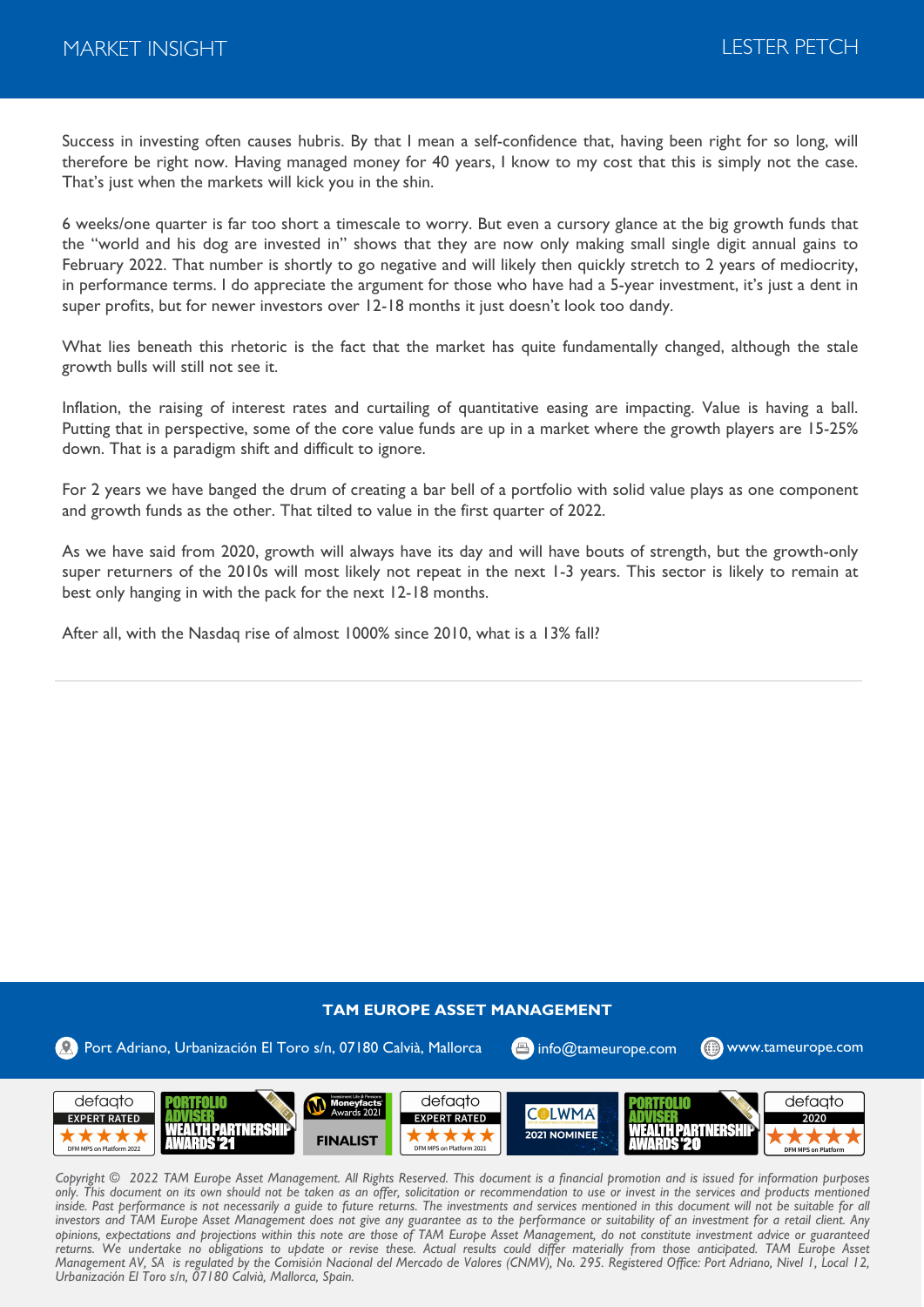Success in investing often causes hubris. By that I mean a self-confidence that, having been right for so long, will therefore be right now. Having managed money for 40 years, I know to my cost that this is simply not the case. That's just when the markets will kick you in the shin.

6 weeks/one quarter is far too short a timescale to worry. But even a cursory glance at the big growth funds that the "world and his dog are invested in" shows that they are now only making small single digit annual gains to February 2022. That number is shortly to go negative and will likely then quickly stretch to 2 years of mediocrity, in performance terms. I do appreciate the argument for those who have had a 5-year investment, it's just a dent in super profits, but for newer investors over 12-18 months it just doesn't look too dandy.

What lies beneath this rhetoric is the fact that the market has quite fundamentally changed, although the stale growth bulls will still not see it.

Inflation, the raising of interest rates and curtailing of quantitative easing are impacting. Value is having a ball. Putting that in perspective, some of the core value funds are up in a market where the growth players are 15-25% down. That is a paradigm shift and difficult to ignore.

For 2 years we have banged the drum of creating a bar bell of a portfolio with solid value plays as one component and growth funds as the other. That tilted to value in the first quarter of 2022.

As we have said from 2020, growth will always have its day and will have bouts of strength, but the growth-only super returners of the 2010s will most likely not repeat in the next 1-3 years. This sector is likely to remain at best only hanging in with the pack for the next 12-18 months.

After all, with the Nasdaq rise of almost 1000% since 2010, what is a 13% fall?

---

**TAM EUROPE ASSET MANAGEMENT**

Port Adriano, Urbanización El Toro s/n, 07180 Calvià, Mallorca | info@tameurope.com | www.tameurope.com

*Copyright © 2022 TAM Europe Asset Management. All Rights Reserved. This document is a financial promotion and is issued for information purposes only. This document on its own should not be taken as an offer, solicitation or recommendation to use or invest in the services and products mentioned inside. Past performance is not necessarily a guide to future returns. The investments and services mentioned in this document will not be suitable for all investors and TAM Europe Asset Management does not give any guarantee as to the performance or suitability of an investment for a retail client. Any opinions, expectations and projections within this note are those of TAM Europe Asset Management, do not constitute investment advice or guaranteed returns. We undertake no obligations to update or revise these. Actual results could differ materially from those anticipated. TAM Europe Asset Management AV, SA is regulated by the Comisión Nacional del Mercado de Valores (CNMV), No. 295. Registered Office: Port Adriano, Nivel 1, Local 12, Urbanización El Toro s/n, 07180 Calvià, Mallorca, Spain.*